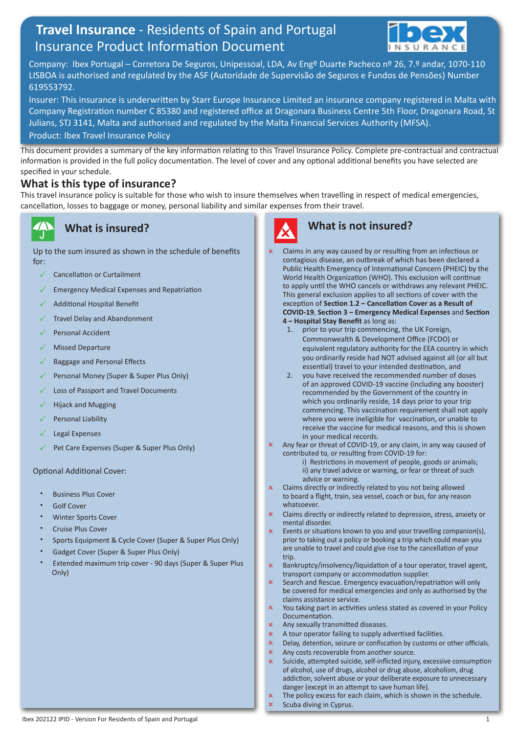# Travel Insurance - Residents of Spain and Portugal Insurance Product Information Document

Company: Ibex Portugal – Corretora De Seguros, Unipessoal, LDA, Av Engº Duarte Pacheco nº 26, 7.º andar, 1070-110 LISBOA is authorised and regulated by the ASF (Autoridade de Supervisão de Seguros e Fundos de Pensões) Number 619553792.

Insurer: This insurance is underwritten by Starr Europe Insurance Limited an insurance company registered in Malta with Company Registration number C 85380 and registered office at Dragonara Business Centre 5th Floor, Dragonara Road, St Julians, STJ 3141, Malta and authorised and regulated by the Malta Financial Services Authority (MFSA).

Product: Ibex Travel Insurance Policy

This document provides a summary of the key information relating to this Travel Insurance Policy. Complete pre-contractual and contractual information is provided in the full policy documentation. The level of cover and any optional additional benefits you have selected are specified in your schedule.

## What is this type of insurance?

This travel insurance policy is suitable for those who wish to insure themselves when travelling in respect of medical emergencies, cancellation, losses to baggage or money, personal liability and similar expenses from their travel.

## What is insured?

Up to the sum insured as shown in the schedule of benefits for:

- ✓ Cancellation or Curtailment
- ✓ Emergency Medical Expenses and Repatriation
- ✓ Additional Hospital Benefit
- ✓ Travel Delay and Abandonment
- ✓ Personal Accident
- ✓ Missed Departure
- ✓ Baggage and Personal Effects
- ✓ Personal Money (Super & Super Plus Only)
- ✓ Loss of Passport and Travel Documents
- ✓ Hijack and Mugging
- ✓ Personal Liability
- ✓ Legal Expenses
- ✓ Pet Care Expenses (Super & Super Plus Only)

Optional Additional Cover:

- Business Plus Cover
- Golf Cover
- Winter Sports Cover
- Cruise Plus Cover
- Sports Equipment & Cycle Cover (Super & Super Plus Only)
- Gadget Cover (Super & Super Plus Only)
- Extended maximum trip cover - 90 days (Super & Super Plus Only)

## What is not insured?

- × Claims in any way caused by or resulting from an infectious or contagious disease, an outbreak of which has been declared a Public Health Emergency of International Concern (PHEIC) by the World Health Organization (WHO). This exclusion will continue to apply until the WHO cancels or withdraws any relevant PHEIC. This general exclusion applies to all sections of cover with the exception of **Section 1.2 – Cancellation Cover as a Result of COVID-19**, **Section 3 – Emergency Medical Expenses** and **Section 4 – Hospital Stay Benefit** as long as:
  1. prior to your trip commencing, the UK Foreign, Commonwealth & Development Office (FCDO) or equivalent regulatory authority for the EEA country in which you ordinarily reside had NOT advised against all (or all but essential) travel to your intended destination, and
  2. you have received the recommended number of doses of an approved COVID-19 vaccine (including any booster) recommended by the Government of the country in which you ordinarily reside, 14 days prior to your trip commencing. This vaccination requirement shall not apply where you were ineligible for vaccination, or unable to receive the vaccine for medical reasons, and this is shown in your medical records.
- × Any fear or threat of COVID-19, or any claim, in any way caused of contributed to, or resulting from COVID-19 for:
  - i) Restrictions in movement of people, goods or animals;
  - ii) any travel advice or warning, or fear or threat of such advice or warning.
- × Claims directly or indirectly related to you not being allowed to board a flight, train, sea vessel, coach or bus, for any reason whatsoever.
- × Claims directly or indirectly related to depression, stress, anxiety or mental disorder.
- × Events or situations known to you and your travelling companion(s), prior to taking out a policy or booking a trip which could mean you are unable to travel and could give rise to the cancellation of your trip.
- × Bankruptcy/insolvency/liquidation of a tour operator, travel agent, transport company or accommodation supplier.
- × Search and Rescue. Emergency evacuation/repatriation will only be covered for medical emergencies and only as authorised by the claims assistance service.
- × You taking part in activities unless stated as covered in your Policy Documentation.
- × Any sexually transmitted diseases.
- × A tour operator failing to supply advertised facilities.
- × Delay, detention, seizure or confiscation by customs or other officials.
- × Any costs recoverable from another source.
- × Suicide, attempted suicide, self-inflicted injury, excessive consumption of alcohol, use of drugs, alcohol or drug abuse, alcoholism, drug addiction, solvent abuse or your deliberate exposure to unnecessary danger (except in an attempt to save human life).
- × The policy excess for each claim, which is shown in the schedule.
- × Scuba diving in Cyprus.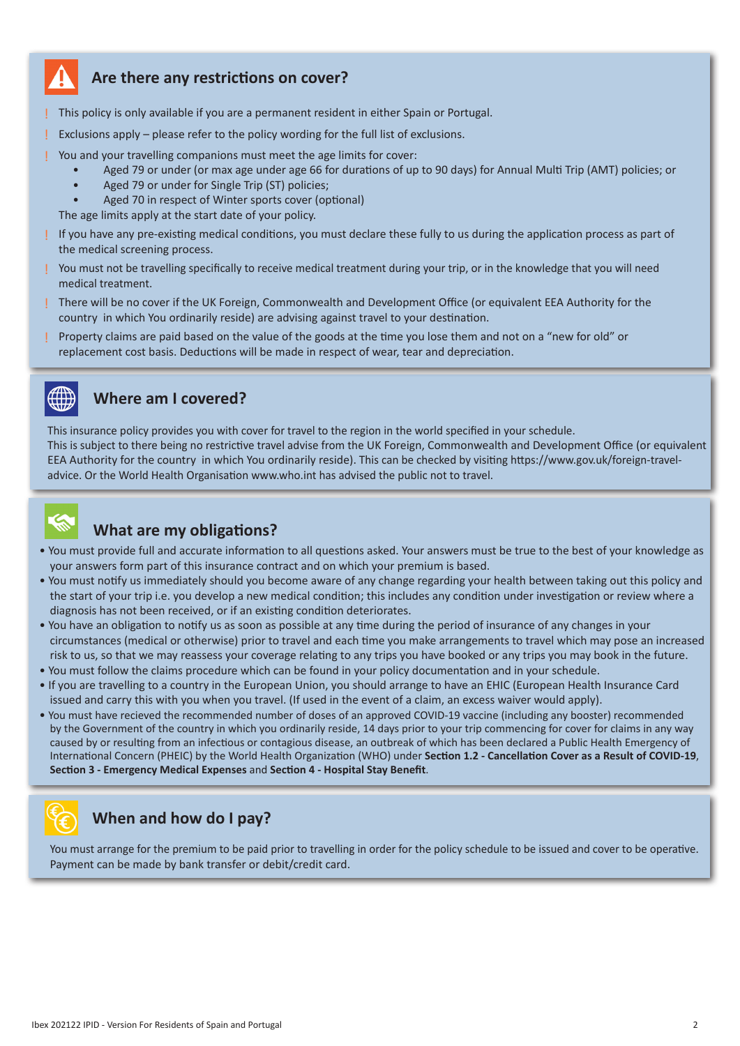## Are there any restrictions on cover?

- This policy is only available if you are a permanent resident in either Spain or Portugal.
- Exclusions apply – please refer to the policy wording for the full list of exclusions.
- You and your travelling companions must meet the age limits for cover:
  - Aged 79 or under (or max age under age 66 for durations of up to 90 days) for Annual Multi Trip (AMT) policies; or
  - Aged 79 or under for Single Trip (ST) policies;
  - Aged 70 in respect of Winter sports cover (optional)

  The age limits apply at the start date of your policy.
- If you have any pre-existing medical conditions, you must declare these fully to us during the application process as part of the medical screening process.
- You must not be travelling specifically to receive medical treatment during your trip, or in the knowledge that you will need medical treatment.
- There will be no cover if the UK Foreign, Commonwealth and Development Office (or equivalent EEA Authority for the country in which You ordinarily reside) are advising against travel to your destination.
- Property claims are paid based on the value of the goods at the time you lose them and not on a "new for old" or replacement cost basis. Deductions will be made in respect of wear, tear and depreciation.

## Where am I covered?

This insurance policy provides you with cover for travel to the region in the world specified in your schedule.
This is subject to there being no restrictive travel advise from the UK Foreign, Commonwealth and Development Office (or equivalent EEA Authority for the country in which You ordinarily reside). This can be checked by visiting https://www.gov.uk/foreign-travel-advice. Or the World Health Organisation www.who.int has advised the public not to travel.

## What are my obligations?

- You must provide full and accurate information to all questions asked. Your answers must be true to the best of your knowledge as your answers form part of this insurance contract and on which your premium is based.
- You must notify us immediately should you become aware of any change regarding your health between taking out this policy and the start of your trip i.e. you develop a new medical condition; this includes any condition under investigation or review where a diagnosis has not been received, or if an existing condition deteriorates.
- You have an obligation to notify us as soon as possible at any time during the period of insurance of any changes in your circumstances (medical or otherwise) prior to travel and each time you make arrangements to travel which may pose an increased risk to us, so that we may reassess your coverage relating to any trips you have booked or any trips you may book in the future.
- You must follow the claims procedure which can be found in your policy documentation and in your schedule.
- If you are travelling to a country in the European Union, you should arrange to have an EHIC (European Health Insurance Card issued and carry this with you when you travel. (If used in the event of a claim, an excess waiver would apply).
- You must have recieved the recommended number of doses of an approved COVID-19 vaccine (including any booster) recommended by the Government of the country in which you ordinarily reside, 14 days prior to your trip commencing for cover for claims in any way caused by or resulting from an infectious or contagious disease, an outbreak of which has been declared a Public Health Emergency of International Concern (PHEIC) by the World Health Organization (WHO) under **Section 1.2 - Cancellation Cover as a Result of COVID-19**, **Section 3 - Emergency Medical Expenses** and **Section 4 - Hospital Stay Benefit**.

## When and how do I pay?

You must arrange for the premium to be paid prior to travelling in order for the policy schedule to be issued and cover to be operative. Payment can be made by bank transfer or debit/credit card.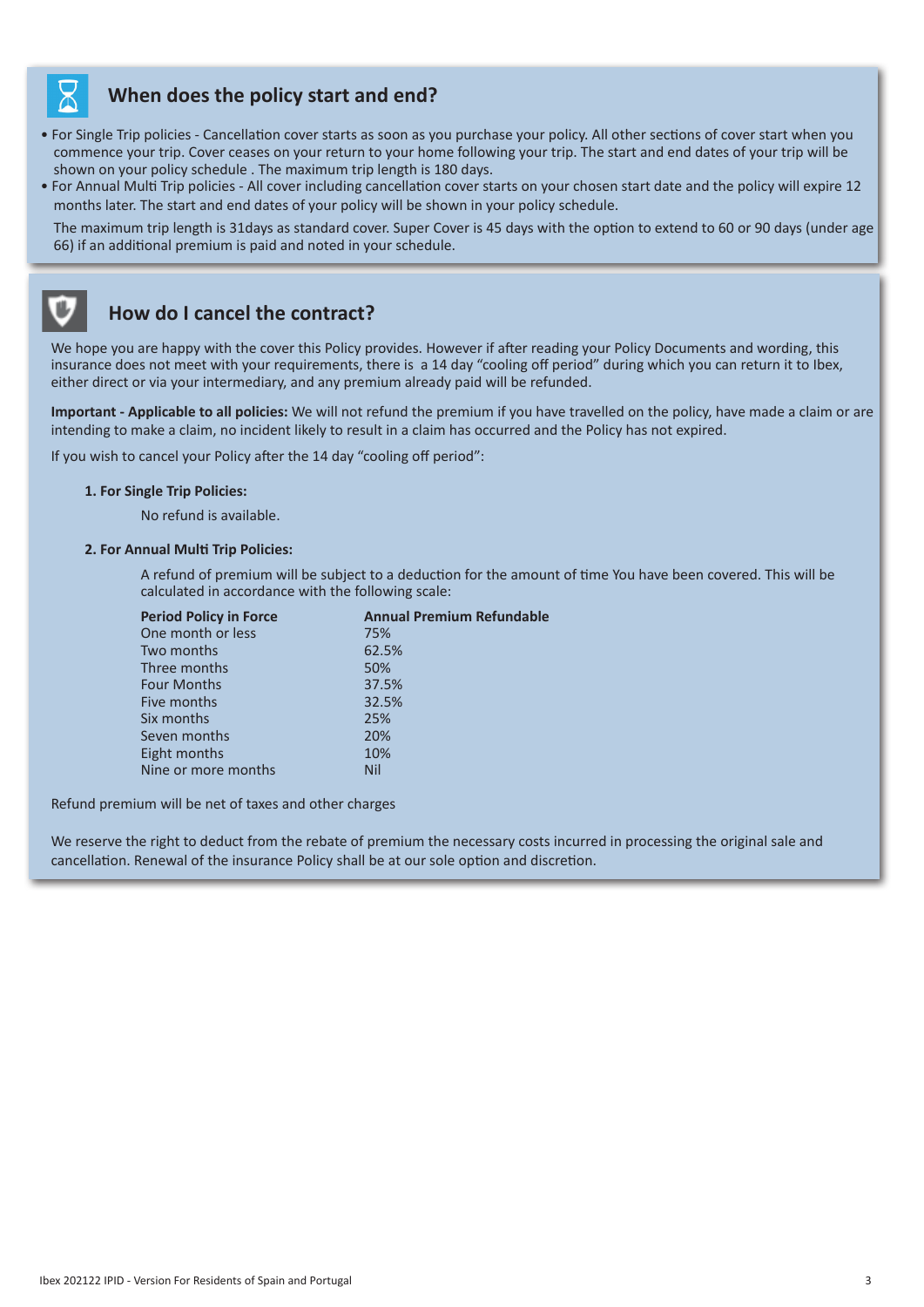## When does the policy start and end?

- For Single Trip policies - Cancellation cover starts as soon as you purchase your policy. All other sections of cover start when you commence your trip. Cover ceases on your return to your home following your trip. The start and end dates of your trip will be shown on your policy schedule . The maximum trip length is 180 days.
- For Annual Multi Trip policies - All cover including cancellation cover starts on your chosen start date and the policy will expire 12 months later. The start and end dates of your policy will be shown in your policy schedule.

  The maximum trip length is 31days as standard cover. Super Cover is 45 days with the option to extend to 60 or 90 days (under age 66) if an additional premium is paid and noted in your schedule.

## How do I cancel the contract?

We hope you are happy with the cover this Policy provides. However if after reading your Policy Documents and wording, this insurance does not meet with your requirements, there is a 14 day "cooling off period" during which you can return it to Ibex, either direct or via your intermediary, and any premium already paid will be refunded.

**Important - Applicable to all policies:** We will not refund the premium if you have travelled on the policy, have made a claim or are intending to make a claim, no incident likely to result in a claim has occurred and the Policy has not expired.

If you wish to cancel your Policy after the 14 day "cooling off period":

**1. For Single Trip Policies:**

No refund is available.

**2. For Annual Multi Trip Policies:**

A refund of premium will be subject to a deduction for the amount of time You have been covered. This will be calculated in accordance with the following scale:

| Period Policy in Force | Annual Premium Refundable |
|---|---|
| One month or less | 75% |
| Two months | 62.5% |
| Three months | 50% |
| Four Months | 37.5% |
| Five months | 32.5% |
| Six months | 25% |
| Seven months | 20% |
| Eight months | 10% |
| Nine or more months | Nil |

Refund premium will be net of taxes and other charges

We reserve the right to deduct from the rebate of premium the necessary costs incurred in processing the original sale and cancellation. Renewal of the insurance Policy shall be at our sole option and discretion.